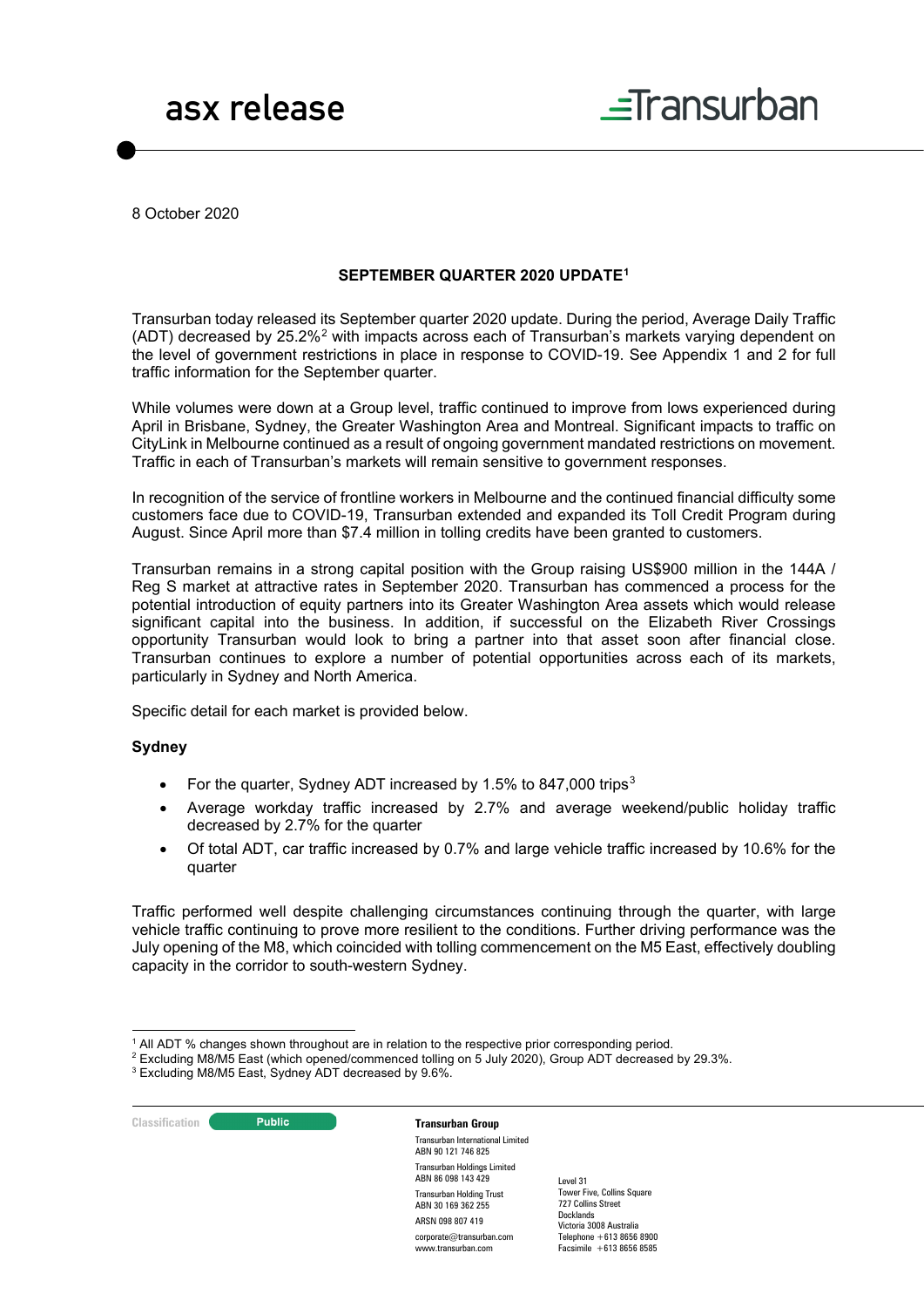asx release

Transurban

8 October 2020

## SEPTEMBER QUARTER 2020 UPDATE[1]

Transurban today released its September quarter 2020 update. During the period, Average Daily Traffic (ADT) decreased by 25.2%[2] with impacts across each of Transurban's markets varying dependent on the level of government restrictions in place in response to COVID-19. See Appendix 1 and 2 for full traffic information for the September quarter.

While volumes were down at a Group level, traffic continued to improve from lows experienced during April in Brisbane, Sydney, the Greater Washington Area and Montreal. Significant impacts to traffic on CityLink in Melbourne continued as a result of ongoing government mandated restrictions on movement. Traffic in each of Transurban's markets will remain sensitive to government responses.

In recognition of the service of frontline workers in Melbourne and the continued financial difficulty some customers face due to COVID-19, Transurban extended and expanded its Toll Credit Program during August. Since April more than $7.4 million in tolling credits have been granted to customers.

Transurban remains in a strong capital position with the Group raising US$900 million in the 144A / Reg S market at attractive rates in September 2020. Transurban has commenced a process for the potential introduction of equity partners into its Greater Washington Area assets which would release significant capital into the business. In addition, if successful on the Elizabeth River Crossings opportunity Transurban would look to bring a partner into that asset soon after financial close. Transurban continues to explore a number of potential opportunities across each of its markets, particularly in Sydney and North America.

Specific detail for each market is provided below.

### Sydney

- For the quarter, Sydney ADT increased by 1.5% to 847,000 trips[3]
- Average workday traffic increased by 2.7% and average weekend/public holiday traffic decreased by 2.7% for the quarter
- Of total ADT, car traffic increased by 0.7% and large vehicle traffic increased by 10.6% for the quarter

Traffic performed well despite challenging circumstances continuing through the quarter, with large vehicle traffic continuing to prove more resilient to the conditions. Further driving performance was the July opening of the M8, which coincided with tolling commencement on the M5 East, effectively doubling capacity in the corridor to south-western Sydney.

---

[1] All ADT % changes shown throughout are in relation to the respective prior corresponding period.
[2] Excluding M8/M5 East (which opened/commenced tolling on 5 July 2020), Group ADT decreased by 29.3%.
[3] Excluding M8/M5 East, Sydney ADT decreased by 9.6%.

Classification: Public

**Transurban Group**
Transurban International Limited
ABN 90 121 746 825
Transurban Holdings Limited
ABN 86 098 143 429
Transurban Holding Trust
ABN 30 169 362 255
ARSN 098 807 419
corporate@transurban.com
www.transurban.com

Level 31
Tower Five, Collins Square
727 Collins Street
Docklands
Victoria 3008 Australia
Telephone +613 8656 8900
Facsimile +613 8656 8585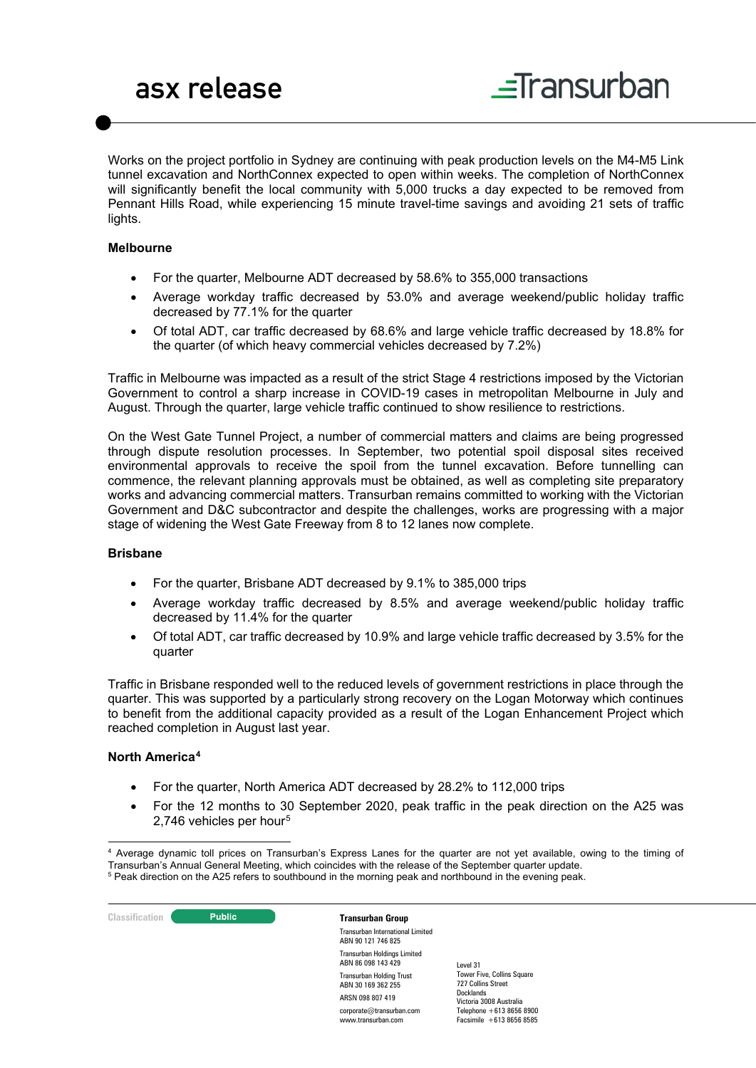Works on the project portfolio in Sydney are continuing with peak production levels on the M4-M5 Link tunnel excavation and NorthConnex expected to open within weeks. The completion of NorthConnex will significantly benefit the local community with 5,000 trucks a day expected to be removed from Pennant Hills Road, while experiencing 15 minute travel-time savings and avoiding 21 sets of traffic lights.

**Melbourne**

- For the quarter, Melbourne ADT decreased by 58.6% to 355,000 transactions
- Average workday traffic decreased by 53.0% and average weekend/public holiday traffic decreased by 77.1% for the quarter
- Of total ADT, car traffic decreased by 68.6% and large vehicle traffic decreased by 18.8% for the quarter (of which heavy commercial vehicles decreased by 7.2%)

Traffic in Melbourne was impacted as a result of the strict Stage 4 restrictions imposed by the Victorian Government to control a sharp increase in COVID-19 cases in metropolitan Melbourne in July and August. Through the quarter, large vehicle traffic continued to show resilience to restrictions.

On the West Gate Tunnel Project, a number of commercial matters and claims are being progressed through dispute resolution processes. In September, two potential spoil disposal sites received environmental approvals to receive the spoil from the tunnel excavation. Before tunnelling can commence, the relevant planning approvals must be obtained, as well as completing site preparatory works and advancing commercial matters. Transurban remains committed to working with the Victorian Government and D&C subcontractor and despite the challenges, works are progressing with a major stage of widening the West Gate Freeway from 8 to 12 lanes now complete.

**Brisbane**

- For the quarter, Brisbane ADT decreased by 9.1% to 385,000 trips
- Average workday traffic decreased by 8.5% and average weekend/public holiday traffic decreased by 11.4% for the quarter
- Of total ADT, car traffic decreased by 10.9% and large vehicle traffic decreased by 3.5% for the quarter

Traffic in Brisbane responded well to the reduced levels of government restrictions in place through the quarter. This was supported by a particularly strong recovery on the Logan Motorway which continues to benefit from the additional capacity provided as a result of the Logan Enhancement Project which reached completion in August last year.

**North America**[4]

- For the quarter, North America ADT decreased by 28.2% to 112,000 trips
- For the 12 months to 30 September 2020, peak traffic in the peak direction on the A25 was 2,746 vehicles per hour[5]

[4] Average dynamic toll prices on Transurban's Express Lanes for the quarter are not yet available, owing to the timing of Transurban's Annual General Meeting, which coincides with the release of the September quarter update.
[5] Peak direction on the A25 refers to southbound in the morning peak and northbound in the evening peak.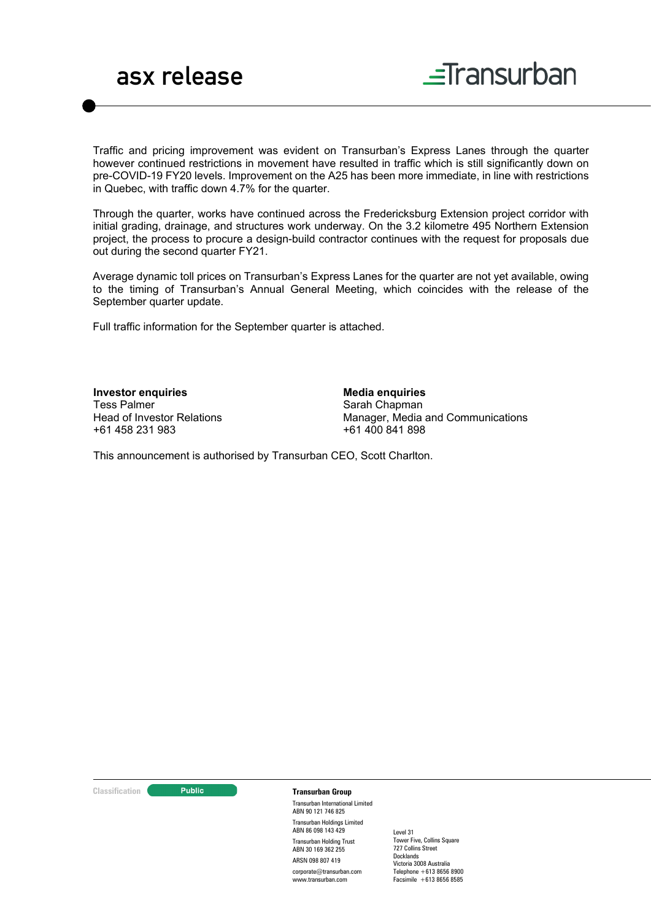Traffic and pricing improvement was evident on Transurban's Express Lanes through the quarter however continued restrictions in movement have resulted in traffic which is still significantly down on pre-COVID-19 FY20 levels. Improvement on the A25 has been more immediate, in line with restrictions in Quebec, with traffic down 4.7% for the quarter.

Through the quarter, works have continued across the Fredericksburg Extension project corridor with initial grading, drainage, and structures work underway. On the 3.2 kilometre 495 Northern Extension project, the process to procure a design-build contractor continues with the request for proposals due out during the second quarter FY21.

Average dynamic toll prices on Transurban's Express Lanes for the quarter are not yet available, owing to the timing of Transurban's Annual General Meeting, which coincides with the release of the September quarter update.

Full traffic information for the September quarter is attached.

**Investor enquiries**
Tess Palmer
Head of Investor Relations
+61 458 231 983

**Media enquiries**
Sarah Chapman
Manager, Media and Communications
+61 400 841 898

This announcement is authorised by Transurban CEO, Scott Charlton.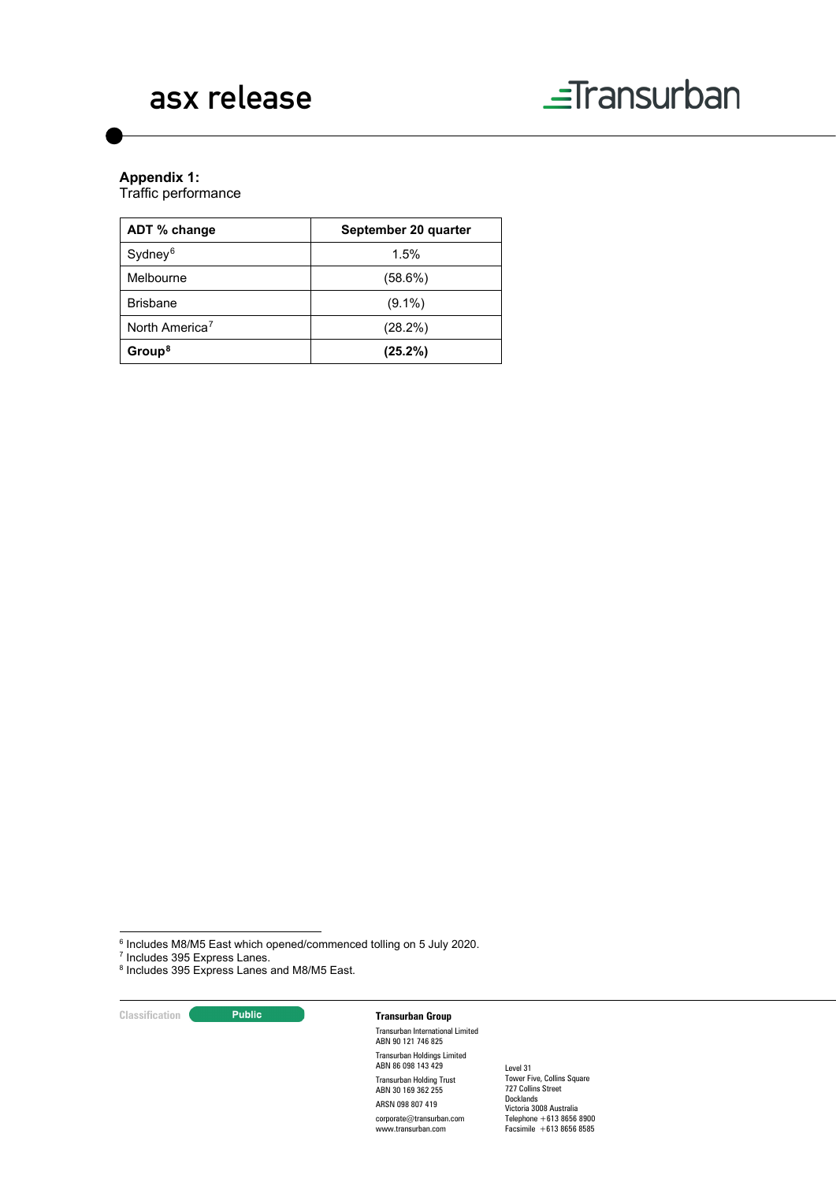**Appendix 1:**
Traffic performance

| ADT % change | September 20 quarter |
|---|---|
| Sydney[6] | 1.5% |
| Melbourne | (58.6%) |
| Brisbane | (9.1%) |
| North America[7] | (28.2%) |
| **Group[8]** | **(25.2%)** |

[6] Includes M8/M5 East which opened/commenced tolling on 5 July 2020.
[7] Includes 395 Express Lanes.
[8] Includes 395 Express Lanes and M8/M5 East.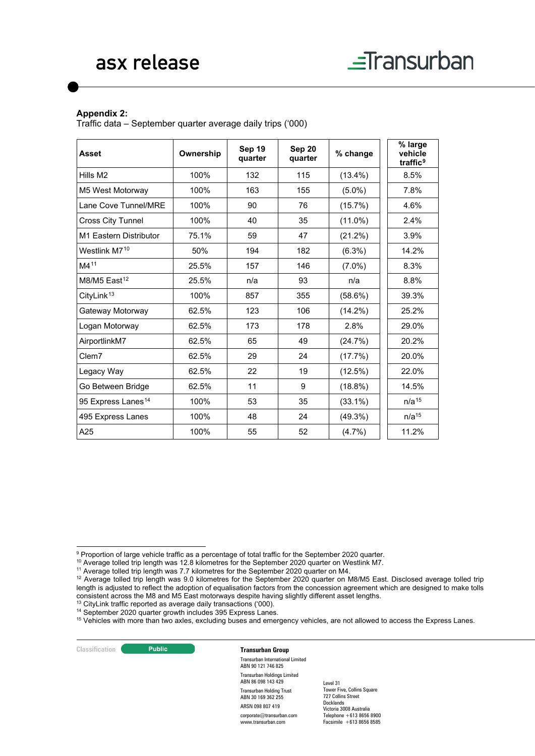**Appendix 2:**
Traffic data – September quarter average daily trips ('000)

| Asset | Ownership | Sep 19 quarter | Sep 20 quarter | % change | % large vehicle traffic[9] |
|---|---|---|---|---|---|
| Hills M2 | 100% | 132 | 115 | (13.4%) | 8.5% |
| M5 West Motorway | 100% | 163 | 155 | (5.0%) | 7.8% |
| Lane Cove Tunnel/MRE | 100% | 90 | 76 | (15.7%) | 4.6% |
| Cross City Tunnel | 100% | 40 | 35 | (11.0%) | 2.4% |
| M1 Eastern Distributor | 75.1% | 59 | 47 | (21.2%) | 3.9% |
| Westlink M7[10] | 50% | 194 | 182 | (6.3%) | 14.2% |
| M4[11] | 25.5% | 157 | 146 | (7.0%) | 8.3% |
| M8/M5 East[12] | 25.5% | n/a | 93 | n/a | 8.8% |
| CityLink[13] | 100% | 857 | 355 | (58.6%) | 39.3% |
| Gateway Motorway | 62.5% | 123 | 106 | (14.2%) | 25.2% |
| Logan Motorway | 62.5% | 173 | 178 | 2.8% | 29.0% |
| AirportlinkM7 | 62.5% | 65 | 49 | (24.7%) | 20.2% |
| Clem7 | 62.5% | 29 | 24 | (17.7%) | 20.0% |
| Legacy Way | 62.5% | 22 | 19 | (12.5%) | 22.0% |
| Go Between Bridge | 62.5% | 11 | 9 | (18.8%) | 14.5% |
| 95 Express Lanes[14] | 100% | 53 | 35 | (33.1%) | n/a[15] |
| 495 Express Lanes | 100% | 48 | 24 | (49.3%) | n/a[15] |
| A25 | 100% | 55 | 52 | (4.7%) | 11.2% |

[9] Proportion of large vehicle traffic as a percentage of total traffic for the September 2020 quarter.
[10] Average tolled trip length was 12.8 kilometres for the September 2020 quarter on Westlink M7.
[11] Average tolled trip length was 7.7 kilometres for the September 2020 quarter on M4.
[12] Average tolled trip length was 9.0 kilometres for the September 2020 quarter on M8/M5 East. Disclosed average tolled trip length is adjusted to reflect the adoption of equalisation factors from the concession agreement which are designed to make tolls consistent across the M8 and M5 East motorways despite having slightly different asset lengths.
[13] CityLink traffic reported as average daily transactions ('000).
[14] September 2020 quarter growth includes 395 Express Lanes.
[15] Vehicles with more than two axles, excluding buses and emergency vehicles, are not allowed to access the Express Lanes.